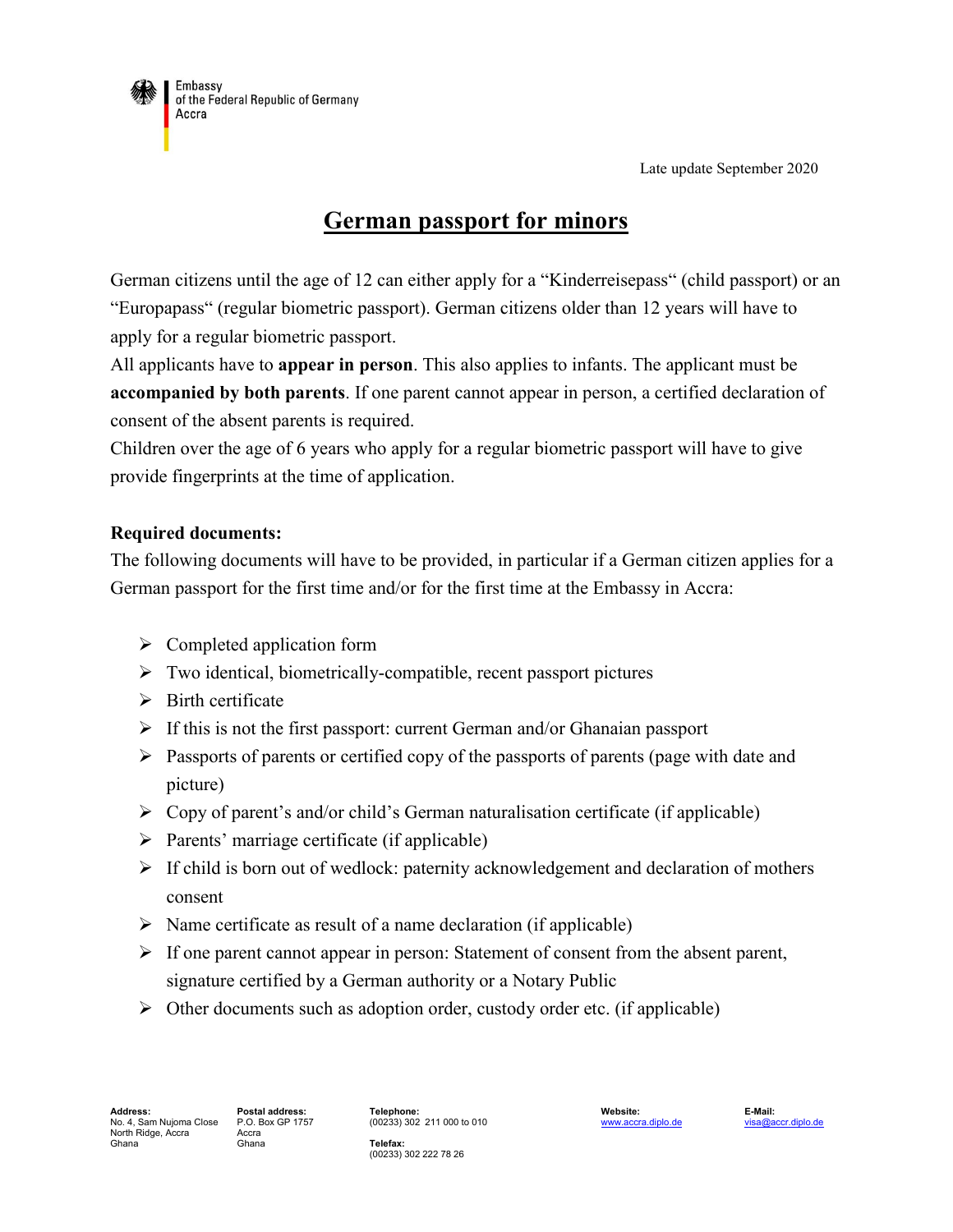Embassy
of the Federal Republic of Germany
Accra

Late update September 2020

# German passport for minors

German citizens until the age of 12 can either apply for a "Kinderreisepass" (child passport) or an "Europapass" (regular biometric passport). German citizens older than 12 years will have to apply for a regular biometric passport.

All applicants have to **appear in person**. This also applies to infants. The applicant must be **accompanied by both parents**. If one parent cannot appear in person, a certified declaration of consent of the absent parents is required.

Children over the age of 6 years who apply for a regular biometric passport will have to give provide fingerprints at the time of application.

**Required documents:**

The following documents will have to be provided, in particular if a German citizen applies for a German passport for the first time and/or for the first time at the Embassy in Accra:

- Completed application form
- Two identical, biometrically-compatible, recent passport pictures
- Birth certificate
- If this is not the first passport: current German and/or Ghanaian passport
- Passports of parents or certified copy of the passports of parents (page with date and picture)
- Copy of parent's and/or child's German naturalisation certificate (if applicable)
- Parents' marriage certificate (if applicable)
- If child is born out of wedlock: paternity acknowledgement and declaration of mothers consent
- Name certificate as result of a name declaration (if applicable)
- If one parent cannot appear in person: Statement of consent from the absent parent, signature certified by a German authority or a Notary Public
- Other documents such as adoption order, custody order etc. (if applicable)

**Address:**
No. 4, Sam Nujoma Close
North Ridge, Accra
Ghana

**Postal address:**
P.O. Box GP 1757
Accra
Ghana

**Telephone:**
(00233) 302 211 000 to 010

**Telefax:**
(00233) 302 222 78 26

**Website:**
www.accra.diplo.de

**E-Mail:**
visa@accr.diplo.de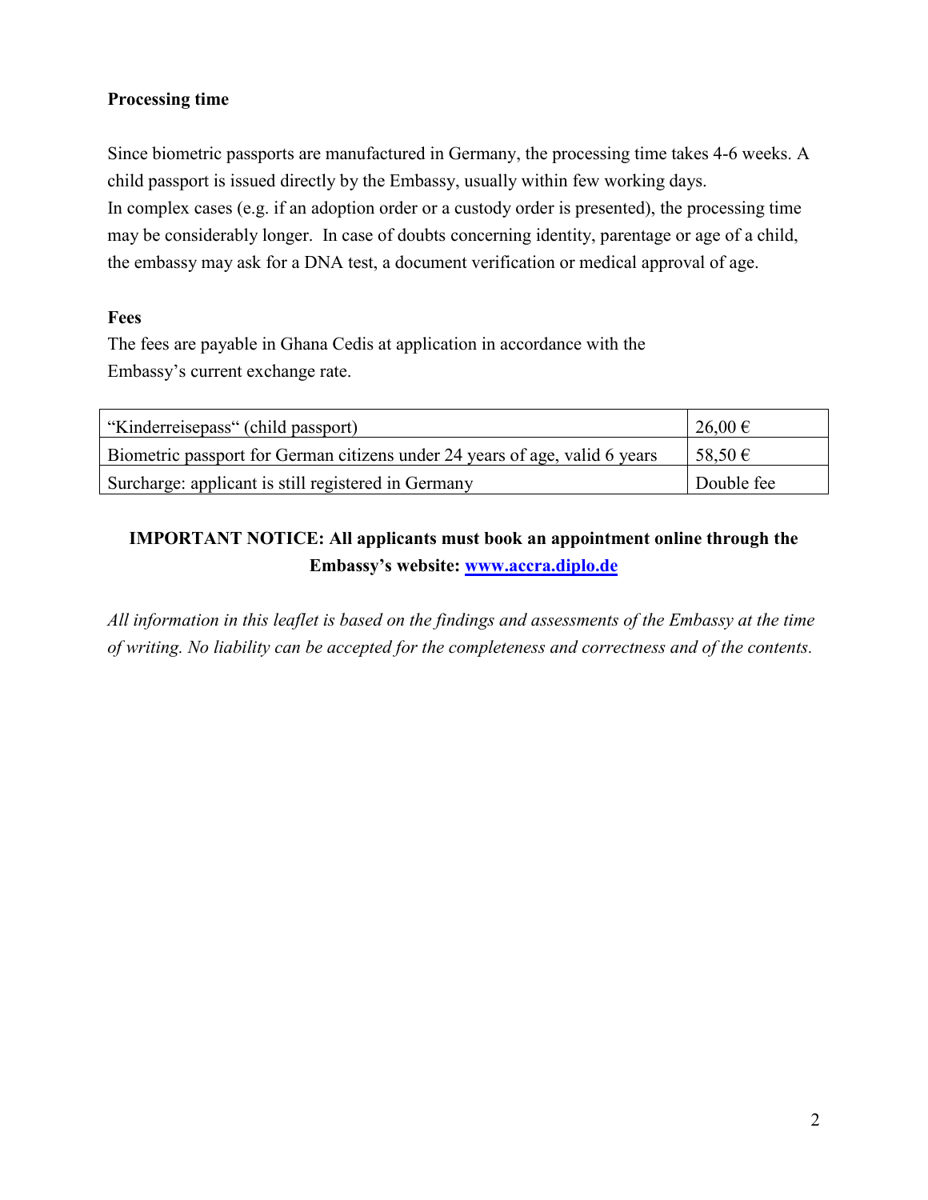**Processing time**

Since biometric passports are manufactured in Germany, the processing time takes 4-6 weeks. A child passport is issued directly by the Embassy, usually within few working days.
In complex cases (e.g. if an adoption order or a custody order is presented), the processing time may be considerably longer. In case of doubts concerning identity, parentage or age of a child, the embassy may ask for a DNA test, a document verification or medical approval of age.

**Fees**

The fees are payable in Ghana Cedis at application in accordance with the Embassy's current exchange rate.

| | |
|---|---|
| "Kinderreisepass" (child passport) | 26,00 € |
| Biometric passport for German citizens under 24 years of age, valid 6 years | 58,50 € |
| Surcharge: applicant is still registered in Germany | Double fee |

**IMPORTANT NOTICE: All applicants must book an appointment online through the Embassy's website: [www.accra.diplo.de](http://www.accra.diplo.de)**

*All information in this leaflet is based on the findings and assessments of the Embassy at the time of writing. No liability can be accepted for the completeness and correctness and of the contents.*